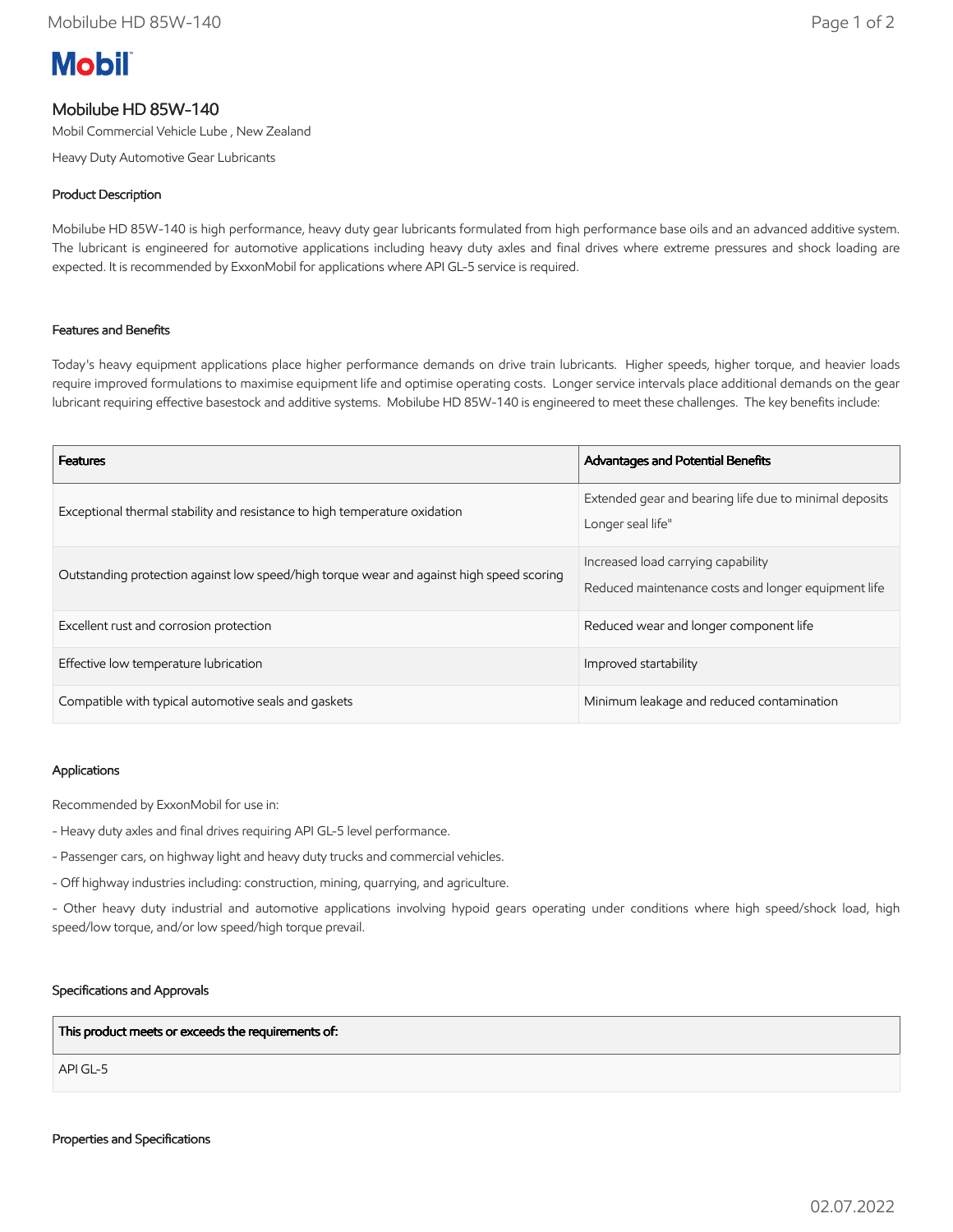Mobil

# Mobilube HD 85W-140

Mobil Commercial Vehicle Lube , New Zealand

Heavy Duty Automotive Gear Lubricants

## Product Description

Mobilube HD 85W-140 is high performance, heavy duty gear lubricants formulated from high performance base oils and an advanced additive system. The lubricant is engineered for automotive applications including heavy duty axles and final drives where extreme pressures and shock loading are expected. It is recommended by ExxonMobil for applications where API GL-5 service is required.

## Features and Benefits

Today's heavy equipment applications place higher performance demands on drive train lubricants. Higher speeds, higher torque, and heavier loads require improved formulations to maximise equipment life and optimise operating costs. Longer service intervals place additional demands on the gear lubricant requiring effective basestock and additive systems. Mobilube HD 85W-140 is engineered to meet these challenges. The key benefits include:

| Features | Advantages and Potential Benefits |
| --- | --- |
| Exceptional thermal stability and resistance to high temperature oxidation | Extended gear and bearing life due to minimal deposits<br>Longer seal life" |
| Outstanding protection against low speed/high torque wear and against high speed scoring | Increased load carrying capability<br>Reduced maintenance costs and longer equipment life |
| Excellent rust and corrosion protection | Reduced wear and longer component life |
| Effective low temperature lubrication | Improved startability |
| Compatible with typical automotive seals and gaskets | Minimum leakage and reduced contamination |

## Applications

Recommended by ExxonMobil for use in:

- Heavy duty axles and final drives requiring API GL-5 level performance.
- Passenger cars, on highway light and heavy duty trucks and commercial vehicles.
- Off highway industries including: construction, mining, quarrying, and agriculture.
- Other heavy duty industrial and automotive applications involving hypoid gears operating under conditions where high speed/shock load, high speed/low torque, and/or low speed/high torque prevail.

## Specifications and Approvals

| This product meets or exceeds the requirements of: |
| --- |
| API GL-5 |

## Properties and Specifications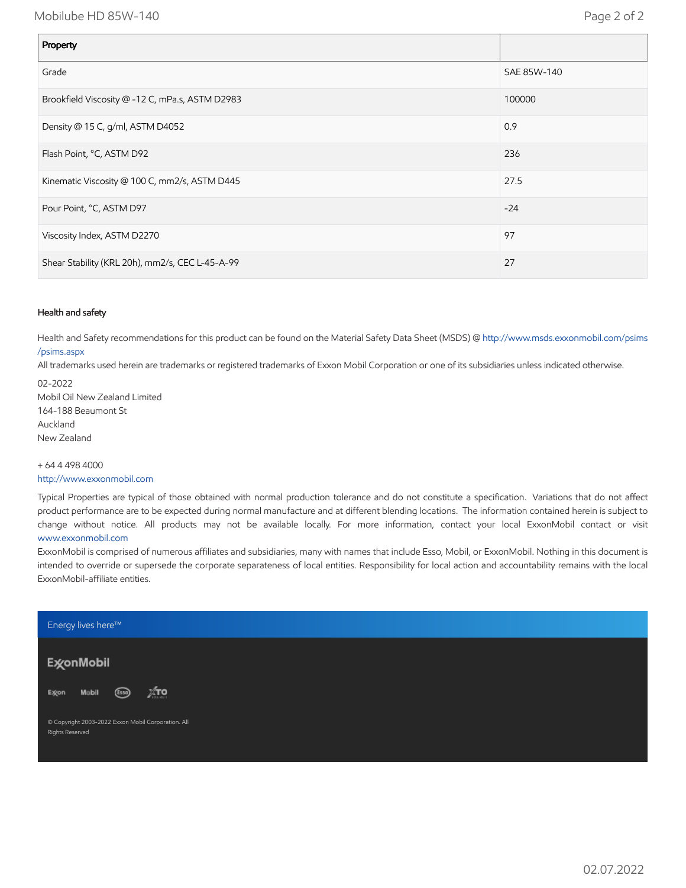| Property | |
|---|---|
| Grade | SAE 85W-140 |
| Brookfield Viscosity @ -12 C, mPa.s, ASTM D2983 | 100000 |
| Density @ 15 C, g/ml, ASTM D4052 | 0.9 |
| Flash Point, °C, ASTM D92 | 236 |
| Kinematic Viscosity @ 100 C, mm2/s, ASTM D445 | 27.5 |
| Pour Point, °C, ASTM D97 | -24 |
| Viscosity Index, ASTM D2270 | 97 |
| Shear Stability (KRL 20h), mm2/s, CEC L-45-A-99 | 27 |

#### Health and safety

Health and Safety recommendations for this product can be found on the Material Safety Data Sheet (MSDS) @ http://www.msds.exxonmobil.com/psims/psims.aspx

All trademarks used herein are trademarks or registered trademarks of Exxon Mobil Corporation or one of its subsidiaries unless indicated otherwise.

02-2022
Mobil Oil New Zealand Limited
164-188 Beaumont St
Auckland
New Zealand

+ 64 4 498 4000
http://www.exxonmobil.com

Typical Properties are typical of those obtained with normal production tolerance and do not constitute a specification. Variations that do not affect product performance are to be expected during normal manufacture and at different blending locations. The information contained herein is subject to change without notice. All products may not be available locally. For more information, contact your local ExxonMobil contact or visit www.exxonmobil.com

ExxonMobil is comprised of numerous affiliates and subsidiaries, many with names that include Esso, Mobil, or ExxonMobil. Nothing in this document is intended to override or supersede the corporate separateness of local entities. Responsibility for local action and accountability remains with the local ExxonMobil-affiliate entities.

Energy lives here™

ExxonMobil

Exxon Mobil Esso XTO

© Copyright 2003-2022 Exxon Mobil Corporation. All Rights Reserved